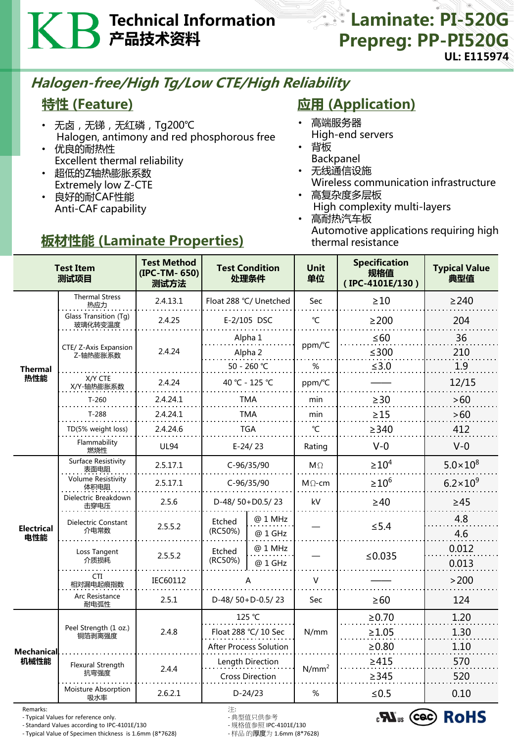# KB Technical Information 产品技术资料

## Laminate: PI-520G
## Prepreg: PP-PI520G

**UL: E115974**

## *Halogen-free/High Tg/Low CTE/High Reliability*

### 特性 (Feature)

- 无卤，无锑，无红磷，Tg200℃
  Halogen, antimony and red phosphorous free
- 优良的耐热性
  Excellent thermal reliability
- 超低的Z轴热膨胀系数
  Extremely low Z-CTE
- 良好的耐CAF性能
  Anti-CAF capability

### 应用 (Application)

- 高端服务器
  High-end servers
- 背板
  Backpanel
- 无线通信设施
  Wireless communication infrastructure
- 高复杂度多层板
  High complexity multi-layers
- 高耐热汽车板
  Automotive applications requiring high thermal resistance

### 板材性能 (Laminate Properties)

| Test Item 测试项目 | | Test Method (IPC-TM- 650) 测试方法 | Test Condition 处理条件 | | Unit 单位 | Specification 规格值 (IPC-4101E/130) | Typical Value 典型值 |
|---|---|---|---|---|---|---|---|
| Thermal 热性能 | Thermal Stress 热应力 | 2.4.13.1 | Float 288 ℃/ Unetched | | Sec | ≥10 | ≥240 |
| | Glass Transition (Tg) 玻璃化转变温度 | 2.4.25 | E-2/105 DSC | | ℃ | ≥200 | 204 |
| | CTE/ Z-Axis Expansion Z-轴热膨胀系数 | 2.4.24 | Alpha 1 | | ppm/℃ | ≤60 | 36 |
| | | | Alpha 2 | | ppm/℃ | ≤300 | 210 |
| | | | 50 - 260 ℃ | | % | ≤3.0 | 1.9 |
| | X/Y CTE X/Y-轴热膨胀系数 | 2.4.24 | 40 ℃ - 125 ℃ | | ppm/℃ | —— | 12/15 |
| | T-260 | 2.4.24.1 | TMA | | min | ≥30 | >60 |
| | T-288 | 2.4.24.1 | TMA | | min | ≥15 | >60 |
| | TD(5% weight loss) | 2.4.24.6 | TGA | | ℃ | ≥340 | 412 |
| | Flammability 燃烧性 | UL94 | E-24/ 23 | | Rating | V-0 | V-0 |
| Electrical 电性能 | Surface Resistivity 表面电阻 | 2.5.17.1 | C-96/35/90 | | MΩ | $\geq 10^4$ | $5.0\times10^8$ |
| | Volume Resistivity 体积电阻 | 2.5.17.1 | C-96/35/90 | | MΩ-cm | $\geq 10^6$ | $6.2\times10^9$ |
| | Dielectric Breakdown 击穿电压 | 2.5.6 | D-48/ 50+D0.5/ 23 | | kV | ≥40 | ≥45 |
| | Dielectric Constant 介电常数 | 2.5.5.2 | Etched (RC50%) | @ 1 MHz | — | ≤5.4 | 4.8 |
| | | | | @ 1 GHz | | | 4.6 |
| | Loss Tangent 介质损耗 | 2.5.5.2 | Etched (RC50%) | @ 1 MHz | — | ≤0.035 | 0.012 |
| | | | | @ 1 GHz | | | 0.013 |
| | CTI 相对漏电起痕指数 | IEC60112 | A | | V | —— | >200 |
| | Arc Resistance 耐电弧性 | 2.5.1 | D-48/ 50+D-0.5/ 23 | | Sec | ≥60 | 124 |
| Mechanical 机械性能 | Peel Strength (1 oz.) 铜箔剥离强度 | 2.4.8 | 125 ℃ | | N/mm | ≥0.70 | 1.20 |
| | | | Float 288 ℃/ 10 Sec | | N/mm | ≥1.05 | 1.30 |
| | | | After Process Solution | | N/mm | ≥0.80 | 1.10 |
| | Flexural Strength 抗弯强度 | 2.4.4 | Length Direction | | $N/mm^2$ | ≥415 | 570 |
| | | | Cross Direction | | $N/mm^2$ | ≥345 | 520 |
| | Moisture Absorption 吸水率 | 2.6.2.1 | D-24/23 | | % | ≤0.5 | 0.10 |

Remarks:
- Typical Values for reference only.
- Standard Values according to IPC-4101E/130
- Typical Value of Specimen thickness is 1.6mm (8*7628)

注:
- 典型值只供参考
- 规格值参照 IPC-4101E/130
- 样品的厚度为 1.6mm (8*7628)

c UL us  CQC  RoHS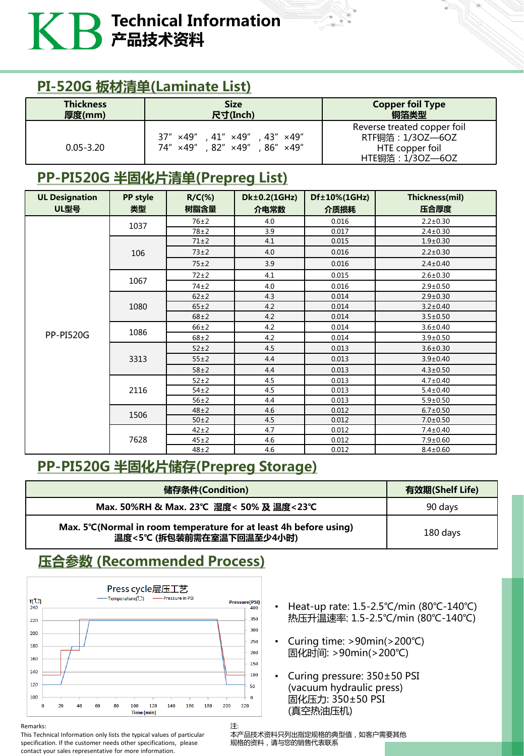# KB Technical Information 产品技术资料

## PI-520G 板材清单(Laminate List)

| Thickness 厚度(mm) | Size 尺寸(Inch) | Copper foil Type 铜箔类型 |
|---|---|---|
| 0.05-3.20 | 37″ ×49″ , 41″ ×49″ , 43″ ×49″<br>74″ ×49″ , 82″ ×49″ , 86″ ×49″ | Reverse treated copper foil<br>RTF铜箔：1/3OZ—6OZ<br>HTE copper foil<br>HTE铜箔：1/3OZ—6OZ |

## PP-PI520G 半固化片清单(Prepreg List)

| UL Designation UL型号 | PP style 类型 | R/C(%) 树脂含量 | Dk±0.2(1GHz) 介电常数 | Df±10%(1GHz) 介质损耗 | Thickness(mil) 压合厚度 |
|---|---|---|---|---|---|
| PP-PI520G | 1037 | 76±2 | 4.0 | 0.016 | 2.2±0.30 |
| | | 78±2 | 3.9 | 0.017 | 2.4±0.30 |
| | 106 | 71±2 | 4.1 | 0.015 | 1.9±0.30 |
| | | 73±2 | 4.0 | 0.016 | 2.2±0.30 |
| | | 75±2 | 3.9 | 0.016 | 2.4±0.40 |
| | 1067 | 72±2 | 4.1 | 0.015 | 2.6±0.30 |
| | | 74±2 | 4.0 | 0.016 | 2.9±0.50 |
| | 1080 | 62±2 | 4.3 | 0.014 | 2.9±0.30 |
| | | 65±2 | 4.2 | 0.014 | 3.2±0.40 |
| | | 68±2 | 4.2 | 0.014 | 3.5±0.50 |
| | 1086 | 66±2 | 4.2 | 0.014 | 3.6±0.40 |
| | | 68±2 | 4.2 | 0.014 | 3.9±0.50 |
| | 3313 | 52±2 | 4.5 | 0.013 | 3.6±0.30 |
| | | 55±2 | 4.4 | 0.013 | 3.9±0.40 |
| | | 58±2 | 4.4 | 0.013 | 4.3±0.50 |
| | 2116 | 52±2 | 4.5 | 0.013 | 4.7±0.40 |
| | | 54±2 | 4.5 | 0.013 | 5.4±0.40 |
| | | 56±2 | 4.4 | 0.013 | 5.9±0.50 |
| | 1506 | 48±2 | 4.6 | 0.012 | 6.7±0.50 |
| | | 50±2 | 4.5 | 0.012 | 7.0±0.50 |
| | 7628 | 42±2 | 4.7 | 0.012 | 7.4±0.40 |
| | | 45±2 | 4.6 | 0.012 | 7.9±0.60 |
| | | 48±2 | 4.6 | 0.012 | 8.4±0.60 |

## PP-PI520G 半固化片储存(Prepreg Storage)

| 储存条件(Condition) | 有效期(Shelf Life) |
|---|---|
| Max. 50%RH & Max. 23℃ 湿度< 50% 及 温度<23℃ | 90 days |
| Max. 5℃(Normal in room temperature for at least 4h before using)<br>温度<5℃ (拆包装前需在室温下回温至少4小时) | 180 days |

## 压合参数 (Recommended Process)

Press cycle层压工艺

Temperature(℃)　Pressure in PSI

T(℃)　Pressure(PSI)

240 220 200 180 160 140 120 100

400 350 300 250 200 150 100 50 0

0 20 40 60 80 100 120 140 160 180 200 220

Time(min)

- Heat-up rate: 1.5-2.5℃/min (80℃-140℃)
  热压升温速率: 1.5-2.5℃/min (80℃-140℃)
- Curing time: >90min(>200℃)
  固化时间: >90min(>200℃)
- Curing pressure: 350±50 PSI
  (vacuum hydraulic press)
  固化压力: 350±50 PSI
  (真空热油压机)

Remarks:
This Technical Information only lists the typical values of particular specification. If the customer needs other specifications, please contact your sales representative for more information.

注:
本产品技术资料只列出指定规格的典型值，如客户需要其他规格的资料，请与您的销售代表联系